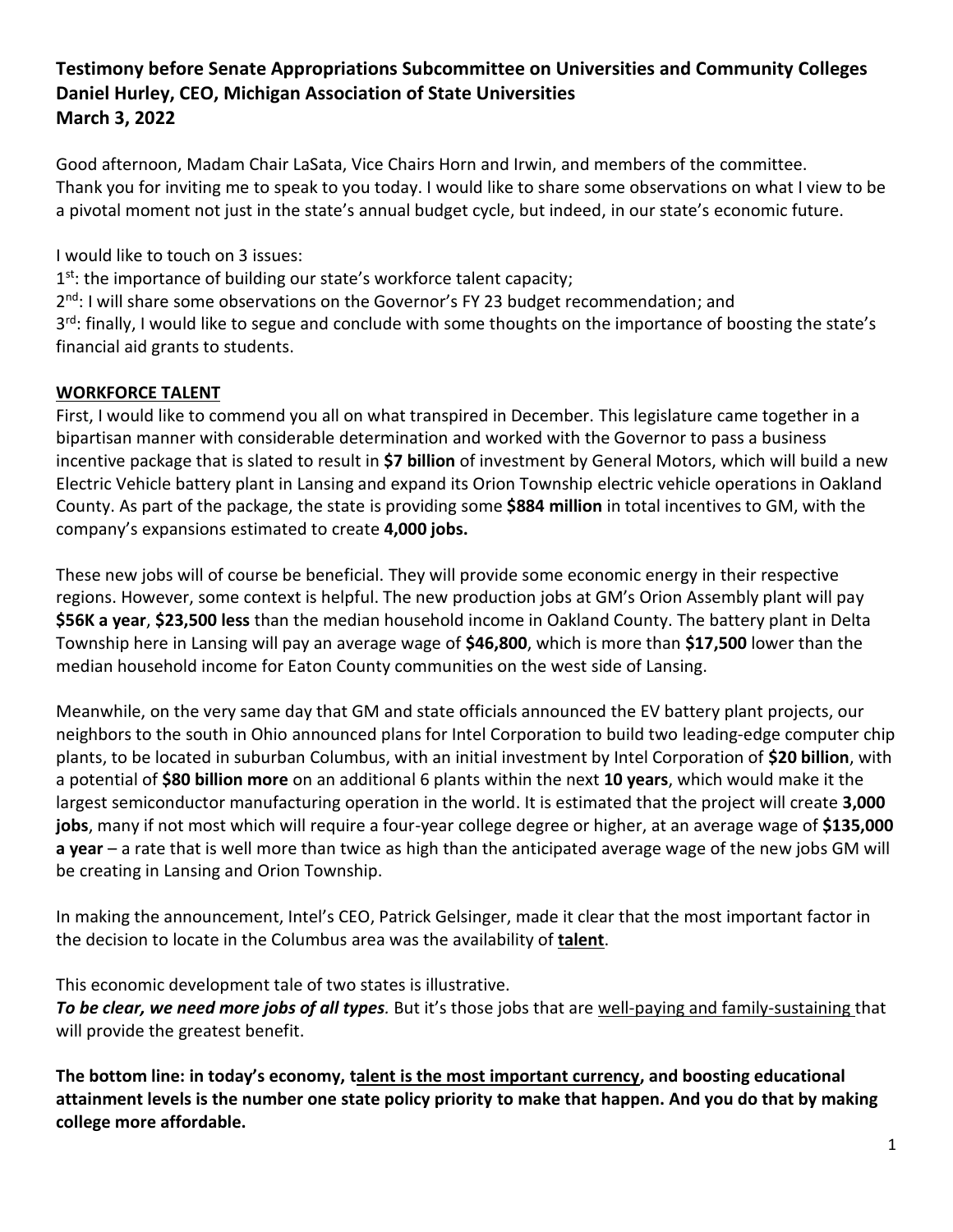**Testimony before Senate Appropriations Subcommittee on Universities and Community Colleges**
**Daniel Hurley, CEO, Michigan Association of State Universities**
**March 3, 2022**

Good afternoon, Madam Chair LaSata, Vice Chairs Horn and Irwin, and members of the committee. Thank you for inviting me to speak to you today. I would like to share some observations on what I view to be a pivotal moment not just in the state's annual budget cycle, but indeed, in our state's economic future.

I would like to touch on 3 issues:
1st: the importance of building our state's workforce talent capacity;
2nd: I will share some observations on the Governor's FY 23 budget recommendation; and
3rd: finally, I would like to segue and conclude with some thoughts on the importance of boosting the state's financial aid grants to students.

**WORKFORCE TALENT**

First, I would like to commend you all on what transpired in December. This legislature came together in a bipartisan manner with considerable determination and worked with the Governor to pass a business incentive package that is slated to result in **$7 billion** of investment by General Motors, which will build a new Electric Vehicle battery plant in Lansing and expand its Orion Township electric vehicle operations in Oakland County. As part of the package, the state is providing some **$884 million** in total incentives to GM, with the company's expansions estimated to create **4,000 jobs.**

These new jobs will of course be beneficial. They will provide some economic energy in their respective regions. However, some context is helpful. The new production jobs at GM's Orion Assembly plant will pay **$56K a year**, **$23,500 less** than the median household income in Oakland County. The battery plant in Delta Township here in Lansing will pay an average wage of **$46,800**, which is more than **$17,500** lower than the median household income for Eaton County communities on the west side of Lansing.

Meanwhile, on the very same day that GM and state officials announced the EV battery plant projects, our neighbors to the south in Ohio announced plans for Intel Corporation to build two leading-edge computer chip plants, to be located in suburban Columbus, with an initial investment by Intel Corporation of **$20 billion**, with a potential of **$80 billion more** on an additional 6 plants within the next **10 years**, which would make it the largest semiconductor manufacturing operation in the world. It is estimated that the project will create **3,000 jobs**, many if not most which will require a four-year college degree or higher, at an average wage of **$135,000 a year** – a rate that is well more than twice as high than the anticipated average wage of the new jobs GM will be creating in Lansing and Orion Township.

In making the announcement, Intel's CEO, Patrick Gelsinger, made it clear that the most important factor in the decision to locate in the Columbus area was the availability of **talent**.

This economic development tale of two states is illustrative.
***To be clear, we need more jobs of all types.*** But it's those jobs that are well-paying and family-sustaining that will provide the greatest benefit.

**The bottom line: in today's economy, talent is the most important currency, and boosting educational attainment levels is the number one state policy priority to make that happen. And you do that by making college more affordable.**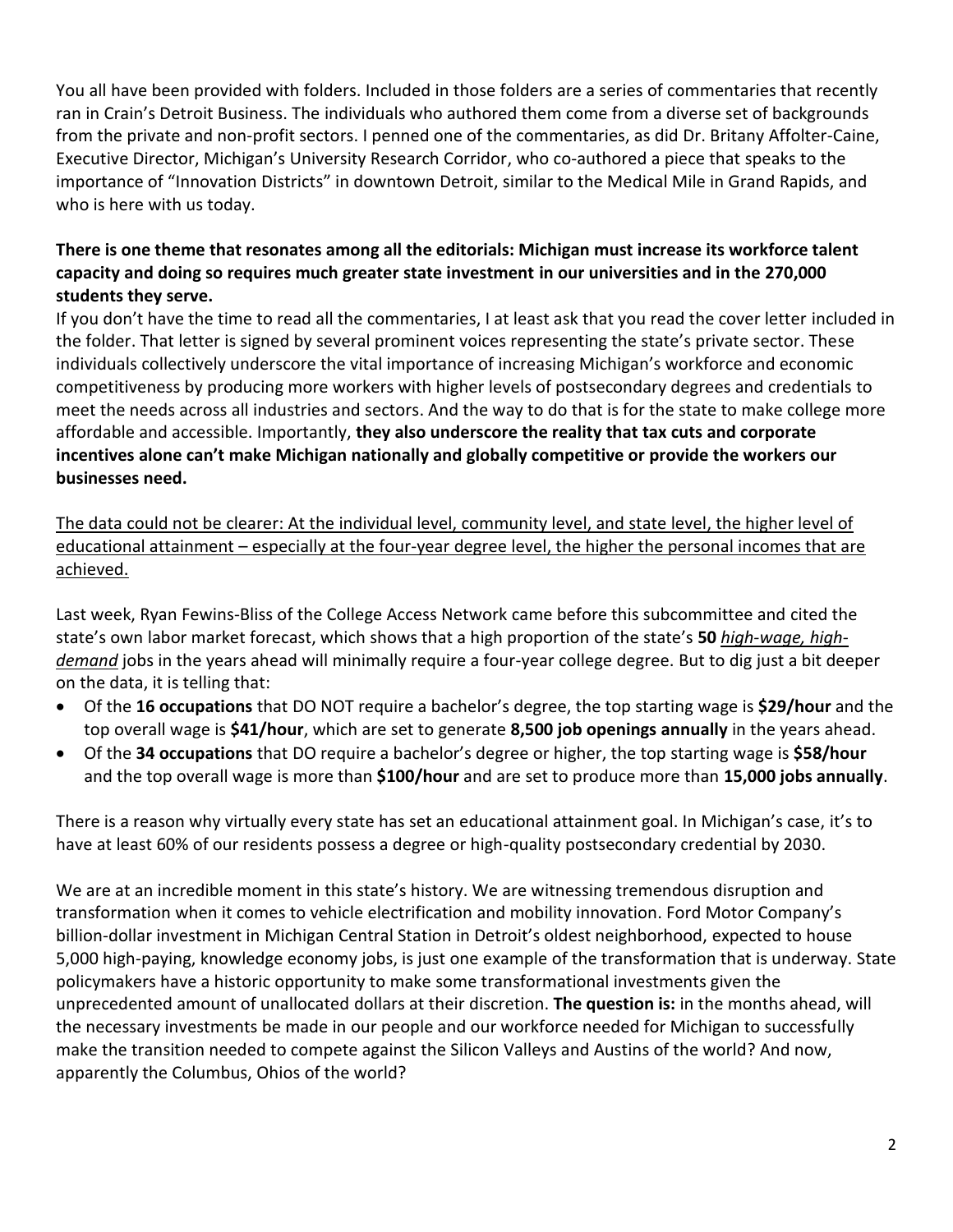You all have been provided with folders. Included in those folders are a series of commentaries that recently ran in Crain's Detroit Business. The individuals who authored them come from a diverse set of backgrounds from the private and non-profit sectors. I penned one of the commentaries, as did Dr. Britany Affolter-Caine, Executive Director, Michigan's University Research Corridor, who co-authored a piece that speaks to the importance of "Innovation Districts" in downtown Detroit, similar to the Medical Mile in Grand Rapids, and who is here with us today.

**There is one theme that resonates among all the editorials: Michigan must increase its workforce talent capacity and doing so requires much greater state investment in our universities and in the 270,000 students they serve.**

If you don't have the time to read all the commentaries, I at least ask that you read the cover letter included in the folder. That letter is signed by several prominent voices representing the state's private sector. These individuals collectively underscore the vital importance of increasing Michigan's workforce and economic competitiveness by producing more workers with higher levels of postsecondary degrees and credentials to meet the needs across all industries and sectors. And the way to do that is for the state to make college more affordable and accessible. Importantly, **they also underscore the reality that tax cuts and corporate incentives alone can't make Michigan nationally and globally competitive or provide the workers our businesses need.**

<u>The data could not be clearer: At the individual level, community level, and state level, the higher level of educational attainment – especially at the four-year degree level, the higher the personal incomes that are achieved.</u>

Last week, Ryan Fewins-Bliss of the College Access Network came before this subcommittee and cited the state's own labor market forecast, which shows that a high proportion of the state's **50** <u>*high-wage, high-demand*</u> jobs in the years ahead will minimally require a four-year college degree. But to dig just a bit deeper on the data, it is telling that:

- Of the **16 occupations** that DO NOT require a bachelor's degree, the top starting wage is **$29/hour** and the top overall wage is **$41/hour**, which are set to generate **8,500 job openings annually** in the years ahead.
- Of the **34 occupations** that DO require a bachelor's degree or higher, the top starting wage is **$58/hour** and the top overall wage is more than **$100/hour** and are set to produce more than **15,000 jobs annually**.

There is a reason why virtually every state has set an educational attainment goal. In Michigan's case, it's to have at least 60% of our residents possess a degree or high-quality postsecondary credential by 2030.

We are at an incredible moment in this state's history. We are witnessing tremendous disruption and transformation when it comes to vehicle electrification and mobility innovation. Ford Motor Company's billion-dollar investment in Michigan Central Station in Detroit's oldest neighborhood, expected to house 5,000 high-paying, knowledge economy jobs, is just one example of the transformation that is underway. State policymakers have a historic opportunity to make some transformational investments given the unprecedented amount of unallocated dollars at their discretion. **The question is:** in the months ahead, will the necessary investments be made in our people and our workforce needed for Michigan to successfully make the transition needed to compete against the Silicon Valleys and Austins of the world? And now, apparently the Columbus, Ohios of the world?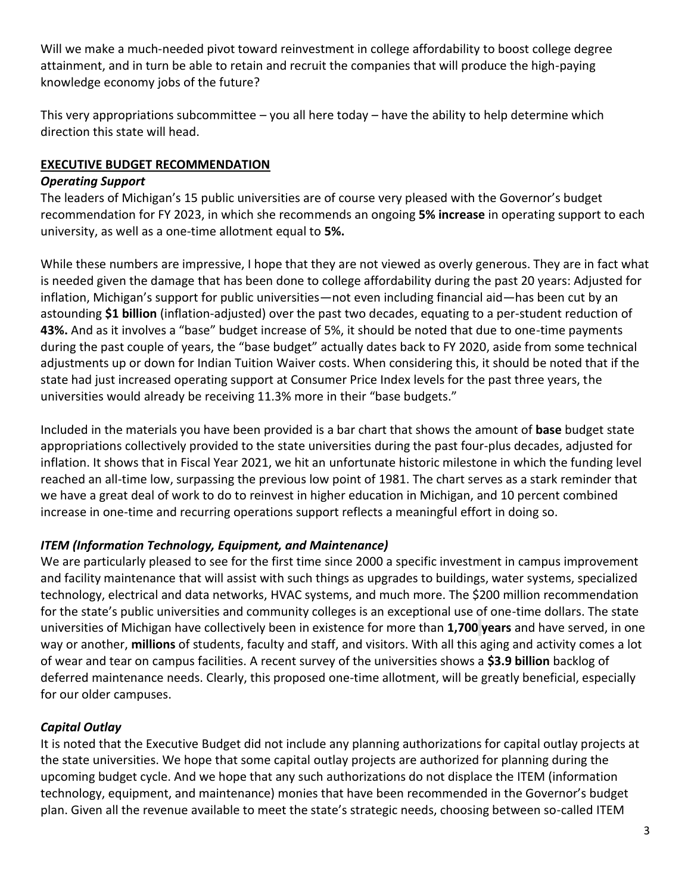Will we make a much-needed pivot toward reinvestment in college affordability to boost college degree attainment, and in turn be able to retain and recruit the companies that will produce the high-paying knowledge economy jobs of the future?

This very appropriations subcommittee – you all here today – have the ability to help determine which direction this state will head.

## EXECUTIVE BUDGET RECOMMENDATION

### *Operating Support*

The leaders of Michigan's 15 public universities are of course very pleased with the Governor's budget recommendation for FY 2023, in which she recommends an ongoing **5% increase** in operating support to each university, as well as a one-time allotment equal to **5%.**

While these numbers are impressive, I hope that they are not viewed as overly generous. They are in fact what is needed given the damage that has been done to college affordability during the past 20 years: Adjusted for inflation, Michigan's support for public universities—not even including financial aid—has been cut by an astounding **$1 billion** (inflation-adjusted) over the past two decades, equating to a per-student reduction of **43%.** And as it involves a "base" budget increase of 5%, it should be noted that due to one-time payments during the past couple of years, the "base budget" actually dates back to FY 2020, aside from some technical adjustments up or down for Indian Tuition Waiver costs. When considering this, it should be noted that if the state had just increased operating support at Consumer Price Index levels for the past three years, the universities would already be receiving 11.3% more in their "base budgets."

Included in the materials you have been provided is a bar chart that shows the amount of **base** budget state appropriations collectively provided to the state universities during the past four-plus decades, adjusted for inflation. It shows that in Fiscal Year 2021, we hit an unfortunate historic milestone in which the funding level reached an all-time low, surpassing the previous low point of 1981. The chart serves as a stark reminder that we have a great deal of work to do to reinvest in higher education in Michigan, and 10 percent combined increase in one-time and recurring operations support reflects a meaningful effort in doing so.

### *ITEM (Information Technology, Equipment, and Maintenance)*

We are particularly pleased to see for the first time since 2000 a specific investment in campus improvement and facility maintenance that will assist with such things as upgrades to buildings, water systems, specialized technology, electrical and data networks, HVAC systems, and much more. The $200 million recommendation for the state's public universities and community colleges is an exceptional use of one-time dollars. The state universities of Michigan have collectively been in existence for more than **1,700 years** and have served, in one way or another, **millions** of students, faculty and staff, and visitors. With all this aging and activity comes a lot of wear and tear on campus facilities. A recent survey of the universities shows a **$3.9 billion** backlog of deferred maintenance needs. Clearly, this proposed one-time allotment, will be greatly beneficial, especially for our older campuses.

### *Capital Outlay*

It is noted that the Executive Budget did not include any planning authorizations for capital outlay projects at the state universities. We hope that some capital outlay projects are authorized for planning during the upcoming budget cycle. And we hope that any such authorizations do not displace the ITEM (information technology, equipment, and maintenance) monies that have been recommended in the Governor's budget plan. Given all the revenue available to meet the state's strategic needs, choosing between so-called ITEM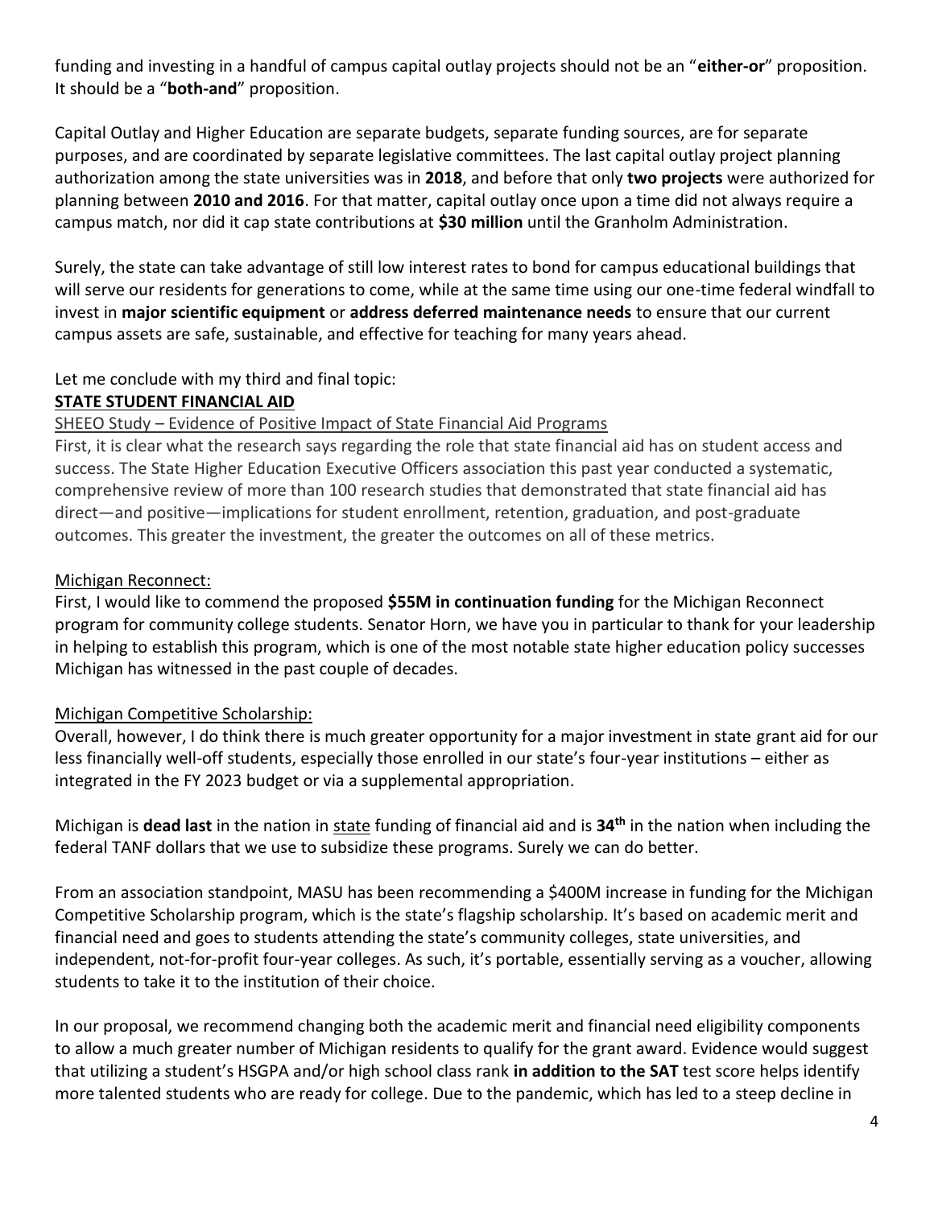funding and investing in a handful of campus capital outlay projects should not be an "**either-or**" proposition. It should be a "**both-and**" proposition.

Capital Outlay and Higher Education are separate budgets, separate funding sources, are for separate purposes, and are coordinated by separate legislative committees. The last capital outlay project planning authorization among the state universities was in **2018**, and before that only **two projects** were authorized for planning between **2010 and 2016**. For that matter, capital outlay once upon a time did not always require a campus match, nor did it cap state contributions at **$30 million** until the Granholm Administration.

Surely, the state can take advantage of still low interest rates to bond for campus educational buildings that will serve our residents for generations to come, while at the same time using our one-time federal windfall to invest in **major scientific equipment** or **address deferred maintenance needs** to ensure that our current campus assets are safe, sustainable, and effective for teaching for many years ahead.

Let me conclude with my third and final topic:

## STATE STUDENT FINANCIAL AID

SHEEO Study – Evidence of Positive Impact of State Financial Aid Programs

First, it is clear what the research says regarding the role that state financial aid has on student access and success. The State Higher Education Executive Officers association this past year conducted a systematic, comprehensive review of more than 100 research studies that demonstrated that state financial aid has direct—and positive—implications for student enrollment, retention, graduation, and post-graduate outcomes. This greater the investment, the greater the outcomes on all of these metrics.

Michigan Reconnect:

First, I would like to commend the proposed **$55M in continuation funding** for the Michigan Reconnect program for community college students. Senator Horn, we have you in particular to thank for your leadership in helping to establish this program, which is one of the most notable state higher education policy successes Michigan has witnessed in the past couple of decades.

Michigan Competitive Scholarship:

Overall, however, I do think there is much greater opportunity for a major investment in state grant aid for our less financially well-off students, especially those enrolled in our state's four-year institutions – either as integrated in the FY 2023 budget or via a supplemental appropriation.

Michigan is **dead last** in the nation in state funding of financial aid and is **34th** in the nation when including the federal TANF dollars that we use to subsidize these programs. Surely we can do better.

From an association standpoint, MASU has been recommending a $400M increase in funding for the Michigan Competitive Scholarship program, which is the state's flagship scholarship. It's based on academic merit and financial need and goes to students attending the state's community colleges, state universities, and independent, not-for-profit four-year colleges. As such, it's portable, essentially serving as a voucher, allowing students to take it to the institution of their choice.

In our proposal, we recommend changing both the academic merit and financial need eligibility components to allow a much greater number of Michigan residents to qualify for the grant award. Evidence would suggest that utilizing a student's HSGPA and/or high school class rank **in addition to the SAT** test score helps identify more talented students who are ready for college. Due to the pandemic, which has led to a steep decline in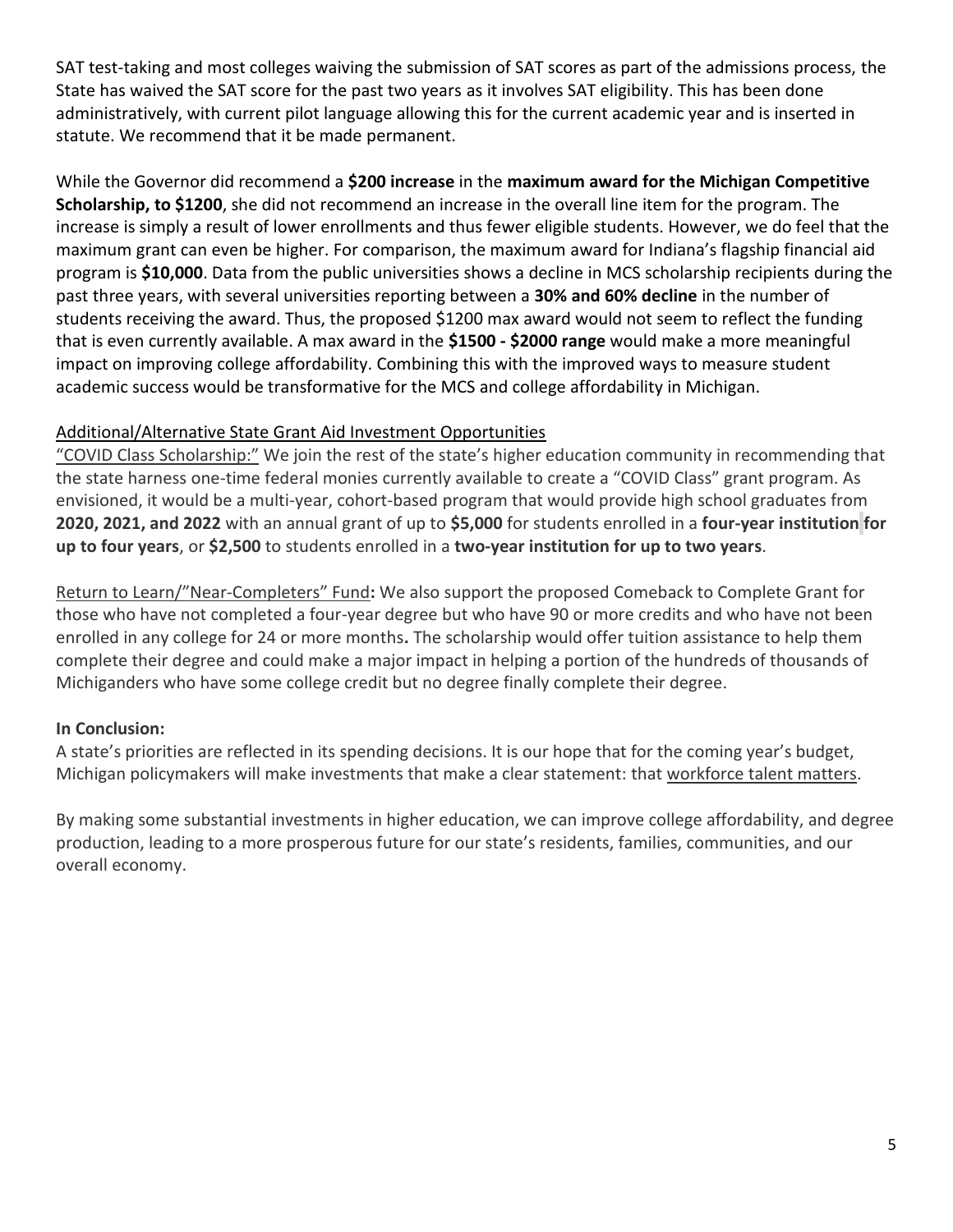SAT test-taking and most colleges waiving the submission of SAT scores as part of the admissions process, the State has waived the SAT score for the past two years as it involves SAT eligibility. This has been done administratively, with current pilot language allowing this for the current academic year and is inserted in statute. We recommend that it be made permanent.

While the Governor did recommend a **$200 increase** in the **maximum award for the Michigan Competitive Scholarship, to $1200**, she did not recommend an increase in the overall line item for the program. The increase is simply a result of lower enrollments and thus fewer eligible students. However, we do feel that the maximum grant can even be higher. For comparison, the maximum award for Indiana's flagship financial aid program is **$10,000**. Data from the public universities shows a decline in MCS scholarship recipients during the past three years, with several universities reporting between a **30% and 60% decline** in the number of students receiving the award. Thus, the proposed $1200 max award would not seem to reflect the funding that is even currently available. A max award in the **$1500 - $2000 range** would make a more meaningful impact on improving college affordability. Combining this with the improved ways to measure student academic success would be transformative for the MCS and college affordability in Michigan.

<u>Additional/Alternative State Grant Aid Investment Opportunities</u>

<u>"COVID Class Scholarship:"</u> We join the rest of the state's higher education community in recommending that the state harness one-time federal monies currently available to create a "COVID Class" grant program. As envisioned, it would be a multi-year, cohort-based program that would provide high school graduates from **2020, 2021, and 2022** with an annual grant of up to **$5,000** for students enrolled in a **four-year institution for up to four years**, or **$2,500** to students enrolled in a **two-year institution for up to two years**.

<u>Return to Learn/"Near-Completers" Fund</u>**:** We also support the proposed Comeback to Complete Grant for those who have not completed a four-year degree but who have 90 or more credits and who have not been enrolled in any college for 24 or more months**.** The scholarship would offer tuition assistance to help them complete their degree and could make a major impact in helping a portion of the hundreds of thousands of Michiganders who have some college credit but no degree finally complete their degree.

**In Conclusion:**

A state's priorities are reflected in its spending decisions. It is our hope that for the coming year's budget, Michigan policymakers will make investments that make a clear statement: that <u>workforce talent matters</u>.

By making some substantial investments in higher education, we can improve college affordability, and degree production, leading to a more prosperous future for our state's residents, families, communities, and our overall economy.